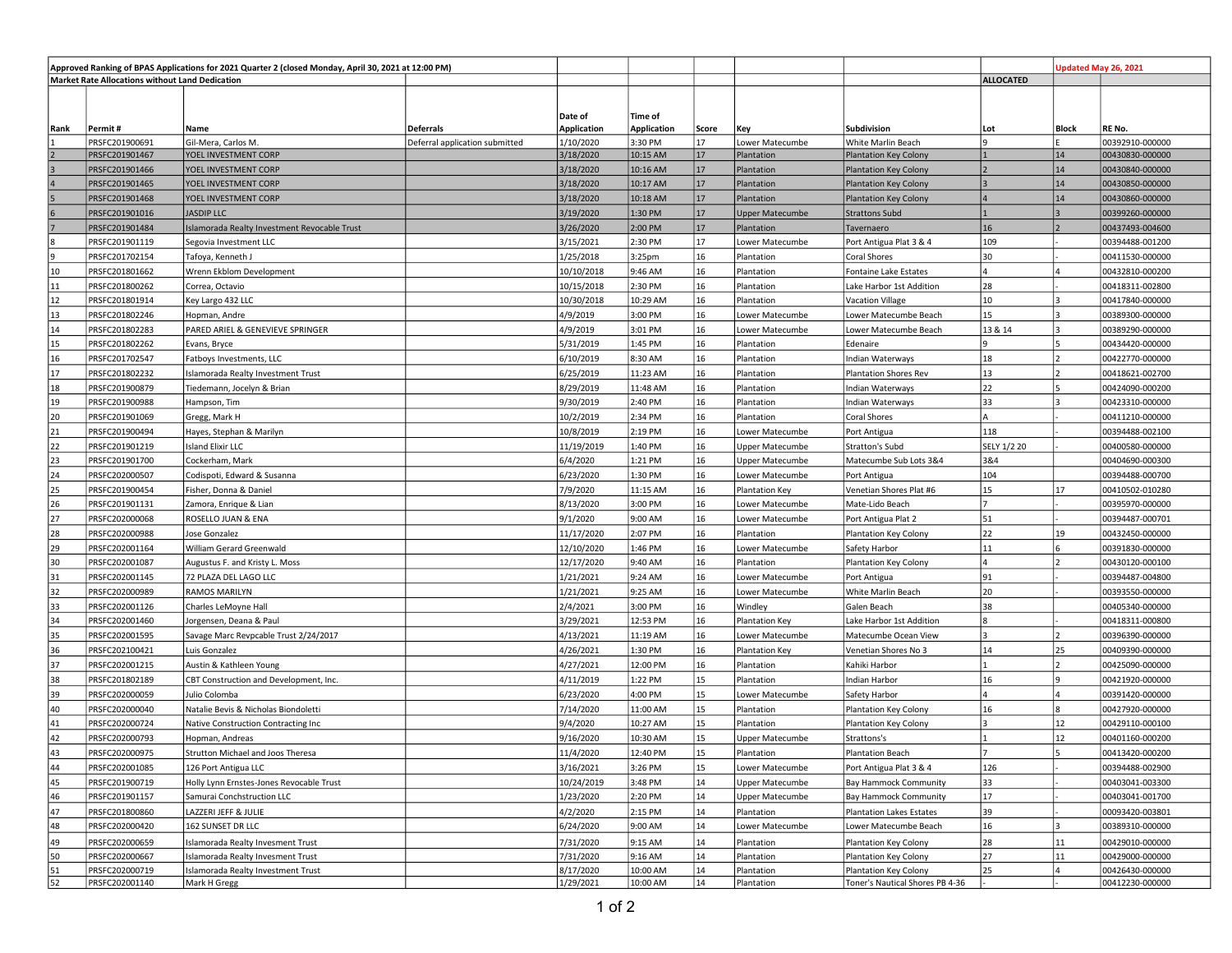**Approved Ranking of BPAS Applications for 2021 Quarter 2 (closed Monday, April 30, 2021 at 12:00 PM)**

**Updated May 26, 2021**

**Market Rate Allocations without Land Dedication**

**ALLOCATED**

| Rank | Permit # | Name | Deferrals | Date of Application | Time of Application | Score | Key | Subdivision | Lot | Block | RE No. |
|---|---|---|---|---|---|---|---|---|---|---|---|
| 1 | PRSFC201900691 | Gil-Mera, Carlos M. | Deferral application submitted | 1/10/2020 | 3:30 PM | 17 | Lower Matecumbe | White Marlin Beach | 9 | E | 00392910-000000 |
| 2 | PRSFC201901467 | YOEL INVESTMENT CORP | | 3/18/2020 | 10:15 AM | 17 | Plantation | Plantation Key Colony | 1 | 14 | 00430830-000000 |
| 3 | PRSFC201901466 | YOEL INVESTMENT CORP | | 3/18/2020 | 10:16 AM | 17 | Plantation | Plantation Key Colony | 2 | 14 | 00430840-000000 |
| 4 | PRSFC201901465 | YOEL INVESTMENT CORP | | 3/18/2020 | 10:17 AM | 17 | Plantation | Plantation Key Colony | 3 | 14 | 00430850-000000 |
| 5 | PRSFC201901468 | YOEL INVESTMENT CORP | | 3/18/2020 | 10:18 AM | 17 | Plantation | Plantation Key Colony | 4 | 14 | 00430860-000000 |
| 6 | PRSFC201901016 | JASDIP LLC | | 3/19/2020 | 1:30 PM | 17 | Upper Matecumbe | Strattons Subd | 1 | 3 | 00399260-000000 |
| 7 | PRSFC201901484 | Islamorada Realty Investment Revocable Trust | | 3/26/2020 | 2:00 PM | 17 | Plantation | Tavernaero | 16 | 2 | 00437493-004600 |
| 8 | PRSFC201901119 | Segovia Investment LLC | | 3/15/2021 | 2:30 PM | 17 | Lower Matecumbe | Port Antigua Plat 3 & 4 | 109 | - | 00394488-001200 |
| 9 | PRSFC201702154 | Tafoya, Kenneth J | | 1/25/2018 | 3:25pm | 16 | Plantation | Coral Shores | 30 | - | 00411530-000000 |
| 10 | PRSFC201801662 | Wrenn Ekblom Development | | 10/10/2018 | 9:46 AM | 16 | Plantation | Fontaine Lake Estates | 4 | 4 | 00432810-000200 |
| 11 | PRSFC201800262 | Correa, Octavio | | 10/15/2018 | 2:30 PM | 16 | Plantation | Lake Harbor 1st Addition | 28 | - | 00418311-002800 |
| 12 | PRSFC201801914 | Key Largo 432 LLC | | 10/30/2018 | 10:29 AM | 16 | Plantation | Vacation Village | 10 | 3 | 00417840-000000 |
| 13 | PRSFC201802246 | Hopman, Andre | | 4/9/2019 | 3:00 PM | 16 | Lower Matecumbe | Lower Matecumbe Beach | 15 | 3 | 00389300-000000 |
| 14 | PRSFC201802283 | PARED ARIEL & GENEVIEVE SPRINGER | | 4/9/2019 | 3:01 PM | 16 | Lower Matecumbe | Lower Matecumbe Beach | 13 & 14 | 3 | 00389290-000000 |
| 15 | PRSFC201802262 | Evans, Bryce | | 5/31/2019 | 1:45 PM | 16 | Plantation | Edenaire | 9 | 5 | 00434420-000000 |
| 16 | PRSFC201702547 | Fatboys Investments, LLC | | 6/10/2019 | 8:30 AM | 16 | Plantation | Indian Waterways | 18 | 2 | 00422770-000000 |
| 17 | PRSFC201802232 | Islamorada Realty Investment Trust | | 6/25/2019 | 11:23 AM | 16 | Plantation | Plantation Shores Rev | 13 | 2 | 00418621-002700 |
| 18 | PRSFC201900879 | Tiedemann, Jocelyn & Brian | | 8/29/2019 | 11:48 AM | 16 | Plantation | Indian Waterways | 22 | 5 | 00424090-000200 |
| 19 | PRSFC201900988 | Hampson, Tim | | 9/30/2019 | 2:40 PM | 16 | Plantation | Indian Waterways | 33 | 3 | 00423310-000000 |
| 20 | PRSFC201901069 | Gregg, Mark H | | 10/2/2019 | 2:34 PM | 16 | Plantation | Coral Shores | A | - | 00411210-000000 |
| 21 | PRSFC201900494 | Hayes, Stephan & Marilyn | | 10/8/2019 | 2:19 PM | 16 | Lower Matecumbe | Port Antigua | 118 | - | 00394488-002100 |
| 22 | PRSFC201901219 | Island Elixir LLC | | 11/19/2019 | 1:40 PM | 16 | Upper Matecumbe | Stratton's Subd | SELY 1/2 20 | - | 00400580-000000 |
| 23 | PRSFC201901700 | Cockerham, Mark | | 6/4/2020 | 1:21 PM | 16 | Upper Matecumbe | Matecumbe Sub Lots 3&4 | 3&4 | | 00404690-000300 |
| 24 | PRSFC202000507 | Codispoti, Edward & Susanna | | 6/23/2020 | 1:30 PM | 16 | Lower Matecumbe | Port Antigua | 104 | | 00394488-000700 |
| 25 | PRSFC201900454 | Fisher, Donna & Daniel | | 7/9/2020 | 11:15 AM | 16 | Plantation Key | Venetian Shores Plat #6 | 15 | 17 | 00410502-010280 |
| 26 | PRSFC201901131 | Zamora, Enrique & Lian | | 8/13/2020 | 3:00 PM | 16 | Lower Matecumbe | Mate-Lido Beach | 7 | - | 00395970-000000 |
| 27 | PRSFC202000068 | ROSELLO JUAN & ENA | | 9/1/2020 | 9:00 AM | 16 | Lower Matecumbe | Port Antigua Plat 2 | 51 | - | 00394487-000701 |
| 28 | PRSFC202000988 | Jose Gonzalez | | 11/17/2020 | 2:07 PM | 16 | Plantation | Plantation Key Colony | 22 | 19 | 00432450-000000 |
| 29 | PRSFC202001164 | William Gerard Greenwald | | 12/10/2020 | 1:46 PM | 16 | Lower Matecumbe | Safety Harbor | 11 | 6 | 00391830-000000 |
| 30 | PRSFC202001087 | Augustus F. and Kristy L. Moss | | 12/17/2020 | 9:40 AM | 16 | Plantation | Plantation Key Colony | 4 | 2 | 00430120-000100 |
| 31 | PRSFC202001145 | 72 PLAZA DEL LAGO LLC | | 1/21/2021 | 9:24 AM | 16 | Lower Matecumbe | Port Antigua | 91 | - | 00394487-004800 |
| 32 | PRSFC202000989 | RAMOS MARILYN | | 1/21/2021 | 9:25 AM | 16 | Lower Matecumbe | White Marlin Beach | 20 | - | 00393550-000000 |
| 33 | PRSFC202001126 | Charles LeMoyne Hall | | 2/4/2021 | 3:00 PM | 16 | Windley | Galen Beach | 38 | | 00405340-000000 |
| 34 | PRSFC202001460 | Jorgensen, Deana & Paul | | 3/29/2021 | 12:53 PM | 16 | Plantation Key | Lake Harbor 1st Addition | 8 | - | 00418311-000800 |
| 35 | PRSFC202001595 | Savage Marc Revpcable Trust 2/24/2017 | | 4/13/2021 | 11:19 AM | 16 | Lower Matecumbe | Matecumbe Ocean View | 3 | 2 | 00396390-000000 |
| 36 | PRSFC202100421 | Luis Gonzalez | | 4/26/2021 | 1:30 PM | 16 | Plantation Key | Venetian Shores No 3 | 14 | 25 | 00409390-000000 |
| 37 | PRSFC202001215 | Austin & Kathleen Young | | 4/27/2021 | 12:00 PM | 16 | Plantation | Kahiki Harbor | 1 | 2 | 00425090-000000 |
| 38 | PRSFC201802189 | CBT Construction and Development, Inc. | | 4/11/2019 | 1:22 PM | 15 | Plantation | Indian Harbor | 16 | 9 | 00421920-000000 |
| 39 | PRSFC202000059 | Julio Colomba | | 6/23/2020 | 4:00 PM | 15 | Lower Matecumbe | Safety Harbor | 4 | 4 | 00391420-000000 |
| 40 | PRSFC202000040 | Natalie Bevis & Nicholas Biondoletti | | 7/14/2020 | 11:00 AM | 15 | Plantation | Plantation Key Colony | 16 | 8 | 00427920-000000 |
| 41 | PRSFC202000724 | Native Construction Contracting Inc | | 9/4/2020 | 10:27 AM | 15 | Plantation | Plantation Key Colony | 3 | 12 | 00429110-000100 |
| 42 | PRSFC202000793 | Hopman, Andreas | | 9/16/2020 | 10:30 AM | 15 | Upper Matecumbe | Strattons's | 1 | 12 | 00401160-000200 |
| 43 | PRSFC202000975 | Strutton Michael and Joos Theresa | | 11/4/2020 | 12:40 PM | 15 | Plantation | Plantation Beach | 7 | 5 | 00413420-000200 |
| 44 | PRSFC202001085 | 126 Port Antigua LLC | | 3/16/2021 | 3:26 PM | 15 | Lower Matecumbe | Port Antigua Plat 3 & 4 | 126 | - | 00394488-002900 |
| 45 | PRSFC201900719 | Holly Lynn Ernstes-Jones Revocable Trust | | 10/24/2019 | 3:48 PM | 14 | Upper Matecumbe | Bay Hammock Community | 33 | - | 00403041-003300 |
| 46 | PRSFC201901157 | Samurai Conchstruction LLC | | 1/23/2020 | 2:20 PM | 14 | Upper Matecumbe | Bay Hammock Community | 17 | - | 00403041-001700 |
| 47 | PRSFC201800860 | LAZZERI JEFF & JULIE | | 4/2/2020 | 2:15 PM | 14 | Plantation | Plantation Lakes Estates | 39 | - | 00093420-003801 |
| 48 | PRSFC202000420 | 162 SUNSET DR LLC | | 6/24/2020 | 9:00 AM | 14 | Lower Matecumbe | Lower Matecumbe Beach | 16 | 3 | 00389310-000000 |
| 49 | PRSFC202000659 | Islamorada Realty Invesment Trust | | 7/31/2020 | 9:15 AM | 14 | Plantation | Plantation Key Colony | 28 | 11 | 00429010-000000 |
| 50 | PRSFC202000667 | Islamorada Realty Invesment Trust | | 7/31/2020 | 9:16 AM | 14 | Plantation | Plantation Key Colony | 27 | 11 | 00429000-000000 |
| 51 | PRSFC202000719 | Islamorada Realty Investment Trust | | 8/17/2020 | 10:00 AM | 14 | Plantation | Plantation Key Colony | 25 | 4 | 00426430-000000 |
| 52 | PRSFC202001140 | Mark H Gregg | | 1/29/2021 | 10:00 AM | 14 | Plantation | Toner's Nautical Shores PB 4-36 | - | - | 00412230-000000 |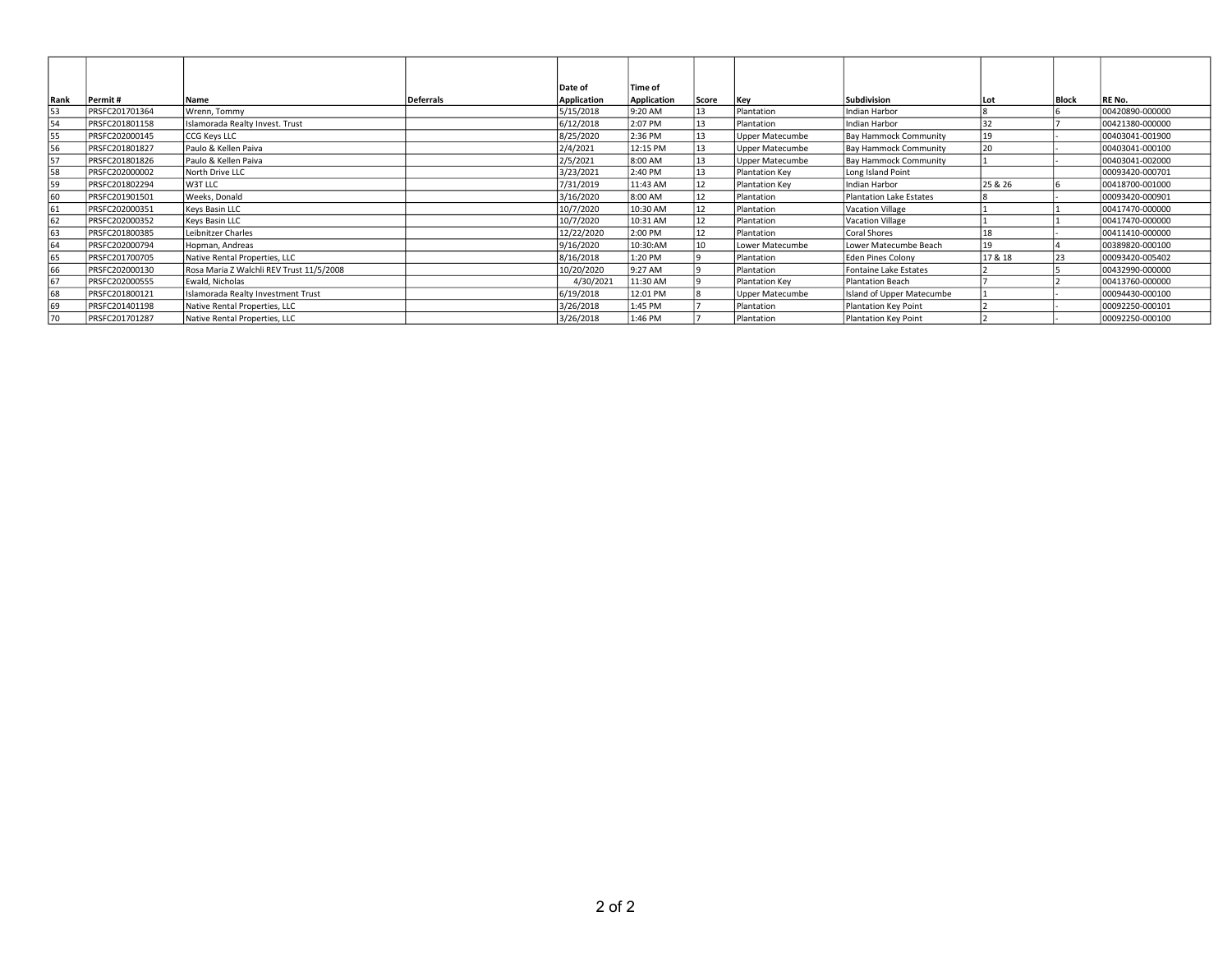| Rank | Permit # | Name | Deferrals | Date of Application | Time of Application | Score | Key | Subdivision | Lot | Block | RE No. |
|---|---|---|---|---|---|---|---|---|---|---|---|
| 53 | PRSFC201701364 | Wrenn, Tommy | | 5/15/2018 | 9:20 AM | 13 | Plantation | Indian Harbor | 8 | 6 | 00420890-000000 |
| 54 | PRSFC201801158 | Islamorada Realty Invest. Trust | | 6/12/2018 | 2:07 PM | 13 | Plantation | Indian Harbor | 32 | 7 | 00421380-000000 |
| 55 | PRSFC202000145 | CCG Keys LLC | | 8/25/2020 | 2:36 PM | 13 | Upper Matecumbe | Bay Hammock Community | 19 | - | 00403041-001900 |
| 56 | PRSFC201801827 | Paulo & Kellen Paiva | | 2/4/2021 | 12:15 PM | 13 | Upper Matecumbe | Bay Hammock Community | 20 | - | 00403041-000100 |
| 57 | PRSFC201801826 | Paulo & Kellen Paiva | | 2/5/2021 | 8:00 AM | 13 | Upper Matecumbe | Bay Hammock Community | 1 | - | 00403041-002000 |
| 58 | PRSFC202000002 | North Drive LLC | | 3/23/2021 | 2:40 PM | 13 | Plantation Key | Long Island Point | | | 00093420-000701 |
| 59 | PRSFC201802294 | W3T LLC | | 7/31/2019 | 11:43 AM | 12 | Plantation Key | Indian Harbor | 25 & 26 | 6 | 00418700-001000 |
| 60 | PRSFC201901501 | Weeks, Donald | | 3/16/2020 | 8:00 AM | 12 | Plantation | Plantation Lake Estates | 8 | - | 00093420-000901 |
| 61 | PRSFC202000351 | Keys Basin LLC | | 10/7/2020 | 10:30 AM | 12 | Plantation | Vacation Village | 1 | 1 | 00417470-000000 |
| 62 | PRSFC202000352 | Keys Basin LLC | | 10/7/2020 | 10:31 AM | 12 | Plantation | Vacation Village | 1 | 1 | 00417470-000000 |
| 63 | PRSFC201800385 | Leibnitzer Charles | | 12/22/2020 | 2:00 PM | 12 | Plantation | Coral Shores | 18 | - | 00411410-000000 |
| 64 | PRSFC202000794 | Hopman, Andreas | | 9/16/2020 | 10:30:AM | 10 | Lower Matecumbe | Lower Matecumbe Beach | 19 | 4 | 00389820-000100 |
| 65 | PRSFC201700705 | Native Rental Properties, LLC | | 8/16/2018 | 1:20 PM | 9 | Plantation | Eden Pines Colony | 17 & 18 | 23 | 00093420-005402 |
| 66 | PRSFC202000130 | Rosa Maria Z Walchli REV Trust 11/5/2008 | | 10/20/2020 | 9:27 AM | 9 | Plantation | Fontaine Lake Estates | 2 | 5 | 00432990-000000 |
| 67 | PRSFC202000555 | Ewald, Nicholas | | 4/30/2021 | 11:30 AM | 9 | Plantation Key | Plantation Beach | 7 | 2 | 00413760-000000 |
| 68 | PRSFC201800121 | Islamorada Realty Investment Trust | | 6/19/2018 | 12:01 PM | 8 | Upper Matecumbe | Island of Upper Matecumbe | 1 | - | 00094430-000100 |
| 69 | PRSFC201401198 | Native Rental Properties, LLC | | 3/26/2018 | 1:45 PM | 7 | Plantation | Plantation Key Point | 2 | - | 00092250-000101 |
| 70 | PRSFC201701287 | Native Rental Properties, LLC | | 3/26/2018 | 1:46 PM | 7 | Plantation | Plantation Key Point | 2 | - | 00092250-000100 |